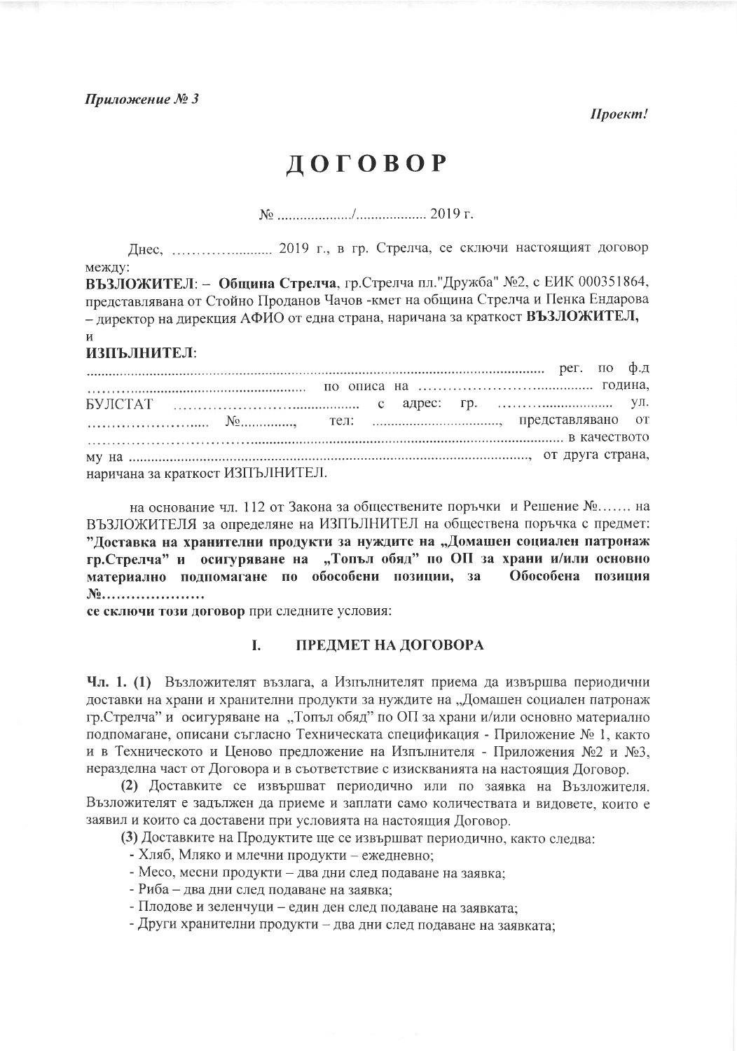*Приложение № 3*

*Проект!*

# ДОГОВОР

№ ................../.................. 2019 г.

Днес, ........................ 2019 г., в гр. Стрелча, се сключи настоящият договор между:

**ВЪЗЛОЖИТЕЛ**: – **Община Стрелча**, гр.Стрелча пл."Дружба" №2, с ЕИК 000351864, представлявана от Стойно Проданов Чачов -кмет на община Стрелча и Пенка Ендарова – директор на дирекция АФИО от една страна, наричана за краткост **ВЪЗЛОЖИТЕЛ,**

и

**ИЗПЪЛНИТЕЛ**:

........................................................................................................................ рег. по ф.д ........................................................ по описа на ..................................... година, БУЛСТАТ ........................................ с адрес: гр. ............................ ул. ........................ №.............., тел: .................................., представлявано от ........................................................................................................................ в качеството му на ........................................................................................................, от друга страна, наричана за краткост ИЗПЪЛНИТЕЛ.

на основание чл. 112 от Закона за обществените поръчки и Решение №....... на ВЪЗЛОЖИТЕЛЯ за определяне на ИЗПЪЛНИТЕЛ на обществена поръчка с предмет: **"Доставка на хранителни продукти за нуждите на „Домашен социален патронаж гр.Стрелча" и осигуряване на „Топъл обяд" по ОП за храни и/или основно материално подпомагане по обособени позиции, за Обособена позиция №....................**

**се сключи този договор** при следните условия:

## I. ПРЕДМЕТ НА ДОГОВОРА

**Чл. 1. (1)** Възложителят възлага, а Изпълнителят приема да извършва периодични доставки на храни и хранителни продукти за нуждите на „Домашен социален патронаж гр.Стрелча" и осигуряване на „Топъл обяд" по ОП за храни и/или основно материално подпомагане, описани съгласно Техническата спецификация - Приложение № 1, както и в Техническото и Ценово предложение на Изпълнителя - Приложения №2 и №3, неразделна част от Договора и в съответствие с изискванията на настоящия Договор.

**(2)** Доставките се извършват периодично или по заявка на Възложителя. Възложителят е задължен да приеме и заплати само количествата и видовете, които е заявил и които са доставени при условията на настоящия Договор.

**(3)** Доставките на Продуктите ще се извършват периодично, както следва:

- Хляб, Мляко и млечни продукти – ежедневно;
- Месо, месни продукти – два дни след подаване на заявка;
- Риба – два дни след подаване на заявка;
- Плодове и зеленчуци – един ден след подаване на заявката;
- Други хранителни продукти – два дни след подаване на заявката;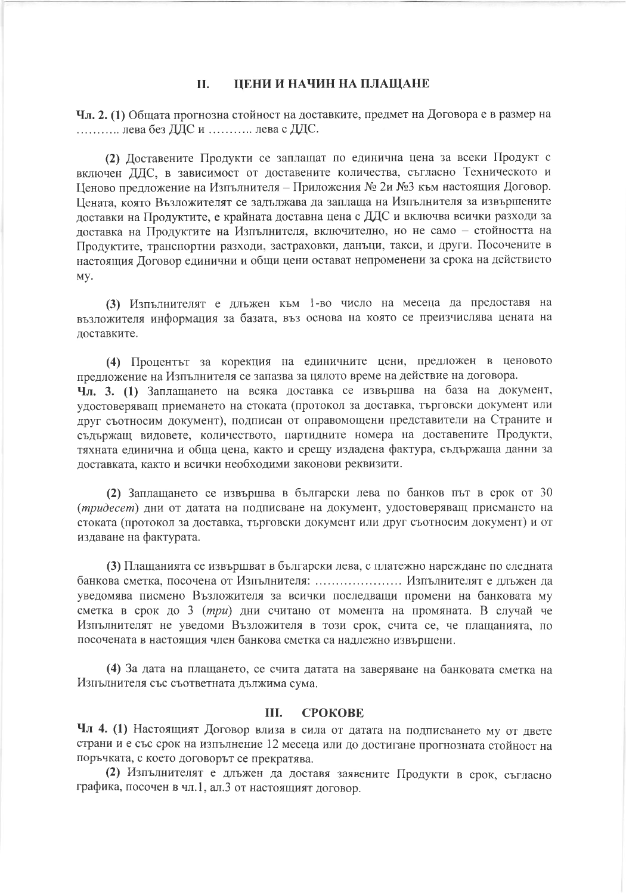## II. ЦЕНИ И НАЧИН НА ПЛАЩАНЕ

**Чл. 2. (1)** Общата прогнозна стойност на доставките, предмет на Договора е в размер на ……….. лева без ДДС и ……….. лева с ДДС.

**(2)** Доставените Продукти се заплащат по единична цена за всеки Продукт с включен ДДС, в зависимост от доставените количества, съгласно Техническото и Ценово предложение на Изпълнителя – Приложения № 2и №3 към настоящия Договор. Цената, която Възложителят се задължава да заплаща на Изпълнителя за извършените доставки на Продуктите, е крайната доставна цена с ДДС и включва всички разходи за доставка на Продуктите на Изпълнителя, включително, но не само – стойността на Продуктите, транспортни разходи, застраховки, данъци, такси, и други. Посочените в настоящия Договор единични и общи цени остават непроменени за срока на действието му.

**(3)** Изпълнителят е длъжен към 1-во число на месеца да предоставя на възложителя информация за базата, въз основа на която се преизчислява цената на доставките.

**(4)** Процентът за корекция на единичните цени, предложен в ценовото предложение на Изпълнителя се запазва за цялото време на действие на договора.

**Чл. 3. (1)** Заплащането на всяка доставка се извършва на база на документ, удостоверяващ приемането на стоката (протокол за доставка, търговски документ или друг сътносим документ), подписан от оправомощени представители на Страните и съдържащ видовете, количеството, партидните номера на доставените Продукти, тяхната единична и обща цена, както и срещу издадена фактура, съдържаща данни за доставката, както и всички необходими законови реквизити.

**(2)** Заплащането се извършва в български лева по банков път в срок от 30 (*тридесет*) дни от датата на подписване на документ, удостоверяващ приемането на стоката (протокол за доставка, търговски документ или друг сътносим документ) и от издаване на фактурата.

**(3)** Плащанията се извършват в български лева, с платежно нареждане по следната банкова сметка, посочена от Изпълнителя: ………………… Изпълнителят е длъжен да уведомява писмено Възложителя за всички последващи промени на банковата му сметка в срок до 3 (*три*) дни считано от момента на промяната. В случай че Изпълнителят не уведоми Възложителя в този срок, счита се, че плащанията, по посочената в настоящия член банкова сметка са надлежно извършени.

**(4)** За дата на плащането, се счита датата на заверяване на банковата сметка на Изпълнителя със съответната дължима сума.

## III. СРОКОВЕ

**Чл 4. (1)** Настоящият Договор влиза в сила от датата на подписването му от двете страни и е със срок на изпълнение 12 месеца или до достигане прогнозната стойност на поръчката, с което договорът се прекратява.

**(2)** Изпълнителят е длъжен да доставя заявените Продукти в срок, съгласно графика, посочен в чл.1, ал.3 от настоящият договор.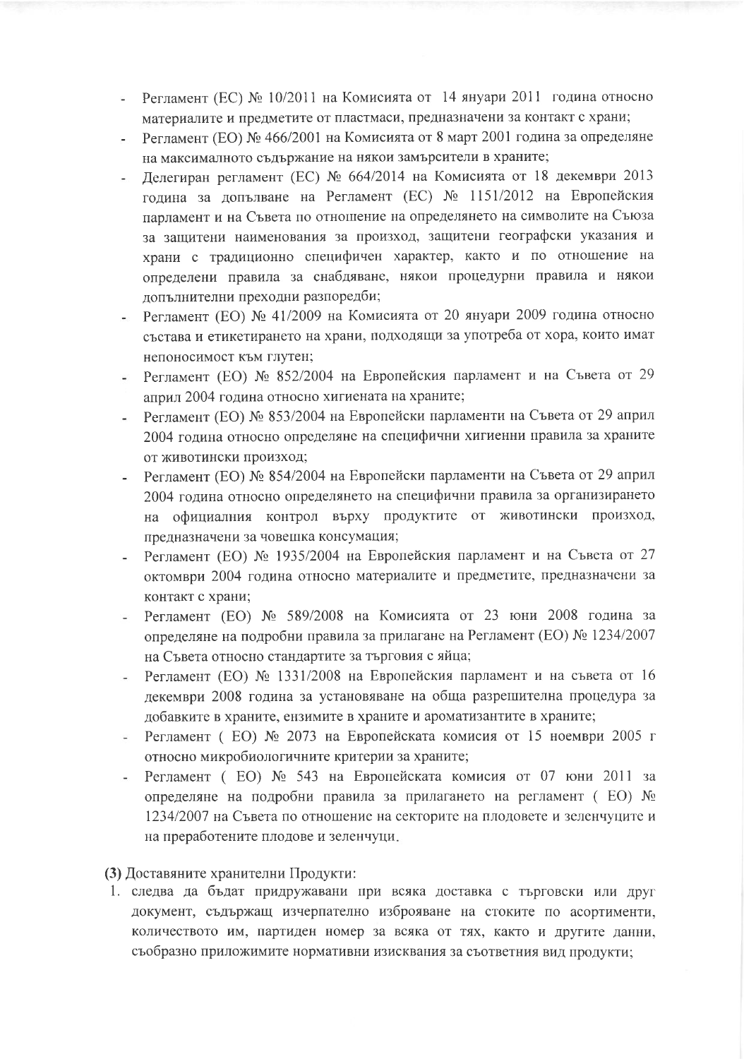- Регламент (ЕС) № 10/2011 на Комисията от 14 януари 2011 година относно материалите и предметите от пластмаси, предназначени за контакт с храни;
- Регламент (ЕО) № 466/2001 на Комисията от 8 март 2001 година за определяне на максималното съдържание на някои замърсители в храните;
- Делегиран регламент (ЕС) № 664/2014 на Комисията от 18 декември 2013 година за допълване на Регламент (ЕС) № 1151/2012 на Европейския парламент и на Съвета по отношение на определянето на символите на Съюза за защитени наименования за произход, защитени географски указания и храни с традиционно специфичен характер, както и по отношение на определени правила за снабдяване, някои процедурни правила и някои допълнителни преходни разпоредби;
- Регламент (ЕО) № 41/2009 на Комисията от 20 януари 2009 година относно състава и етикетирането на храни, подходящи за употреба от хора, които имат непоносимост към глутен;
- Регламент (ЕО) № 852/2004 на Европейския парламент и на Съвета от 29 април 2004 година относно хигиената на храните;
- Регламент (ЕО) № 853/2004 на Европейски парламенти на Съвета от 29 април 2004 година относно определяне на специфични хигиенни правила за храните от животински произход;
- Регламент (ЕО) № 854/2004 на Европейски парламенти на Съвета от 29 април 2004 година относно определянето на специфични правила за организирането на официалния контрол върху продуктите от животински произход, предназначени за човешка консумация;
- Регламент (ЕО) № 1935/2004 на Европейския парламент и на Съвета от 27 октомври 2004 година относно материалите и предметите, предназначени за контакт с храни;
- Регламент (ЕО) № 589/2008 на Комисията от 23 юни 2008 година за определяне на подробни правила за прилагане на Регламент (ЕО) № 1234/2007 на Съвета относно стандартите за търговия с яйца;
- Регламент (ЕО) № 1331/2008 на Европейския парламент и на съвета от 16 декември 2008 година за установяване на обща разрешителна процедура за добавките в храните, ензимите в храните и ароматизантите в храните;
- Регламент ( ЕО) № 2073 на Европейската комисия от 15 ноември 2005 г относно микробиологичните критерии за храните;
- Регламент ( ЕО) № 543 на Европейската комисия от 07 юни 2011 за определяне на подробни правила за прилагането на регламент ( ЕО) № 1234/2007 на Съвета по отношение на секторите на плодовете и зеленчуците и на преработените плодове и зеленчуци.

**(3)** Доставяните хранителни Продукти:

1. следва да бъдат придружавани при всяка доставка с търговски или друг документ, съдържащ изчерпателно изброяване на стоките по асортименти, количеството им, партиден номер за всяка от тях, както и другите данни, съобразно приложимите нормативни изисквания за съответния вид продукти;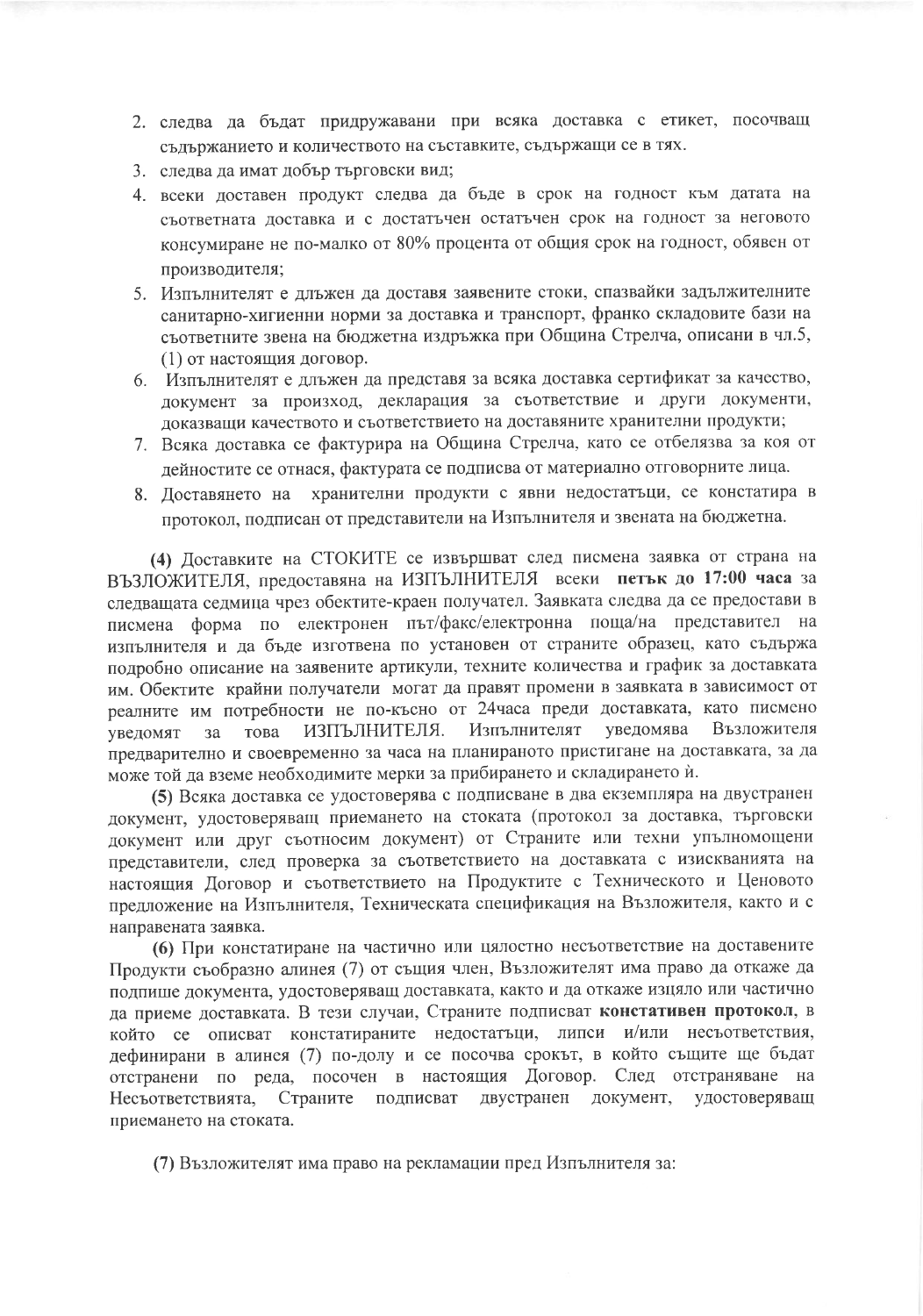2. следва да бъдат придружавани при всяка доставка с етикет, посочващ съдържанието и количеството на съставките, съдържащи се в тях.
3. следва да имат добър търговски вид;
4. всеки доставен продукт следва да бъде в срок на годност към датата на съответната доставка и с достатъчен остатъчен срок на годност за неговото консумиране не по-малко от 80% процента от общия срок на годност, обявен от производителя;
5. Изпълнителят е длъжен да доставя заявените стоки, спазвайки задължителните санитарно-хигиенни норми за доставка и транспорт, франко складовите бази на съответните звена на бюджетна издръжка при Община Стрелча, описани в чл.5, (1) от настоящия договор.
6. Изпълнителят е длъжен да представя за всяка доставка сертификат за качество, документ за произход, декларация за съответствие и други документи, доказващи качеството и съответствието на доставяните хранителни продукти;
7. Всяка доставка се фактурира на Община Стрелча, като се отбелязва за коя от дейностите се отнася, фактурата се подписва от материално отговорните лица.
8. Доставянето на хранителни продукти с явни недостатъци, се констатира в протокол, подписан от представители на Изпълнителя и звената на бюджетна.

**(4)** Доставките на СТОКИТЕ се извършват след писмена заявка от страна на ВЪЗЛОЖИТЕЛЯ, предоставяна на ИЗПЪЛНИТЕЛЯ всеки **петък до 17:00 часа** за следващата седмица чрез обектите-краен получател. Заявката следва да се предостави в писмена форма по електронен път/факс/електронна поща/на представител на изпълнителя и да бъде изготвена по установен от страните образец, като съдържа подробно описание на заявените артикули, техните количества и график за доставката им. Обектите крайни получатели могат да правят промени в заявката в зависимост от реалните им потребности не по-късно от 24часа преди доставката, като писмено уведомят за това ИЗПЪЛНИТЕЛЯ. Изпълнителят уведомява Възложителя предварително и своевременно за часа на планираното пристигане на доставката, за да може той да вземе необходимите мерки за прибирането и складирането ѝ.

**(5)** Всяка доставка се удостоверява с подписване в два екземпляра на двустранен документ, удостоверяващ приемането на стоката (протокол за доставка, търговски документ или друг съотносим документ) от Страните или техни упълномощени представители, след проверка за съответствието на доставката с изискванията на настоящия Договор и съответствието на Продуктите с Техническото и Ценовото предложение на Изпълнителя, Техническата спецификация на Възложителя, както и с направената заявка.

**(6)** При констатиране на частично или цялостно несъответствие на доставените Продукти съобразно алинея (7) от същия член, Възложителят има право да откаже да подпише документа, удостоверяващ доставката, както и да откаже изцяло или частично да приеме доставката. В тези случаи, Страните подписват **констативен протокол**, в който се описват констатираните недостатъци, липси и/или несъответствия, дефинирани в алинея (7) по-долу и се посочва срокът, в който същите ще бъдат отстранени по реда, посочен в настоящия Договор. След отстраняване на Несъответствията, Страните подписват двустранен документ, удостоверяващ приемането на стоката.

**(7)** Възложителят има право на рекламации пред Изпълнителя за: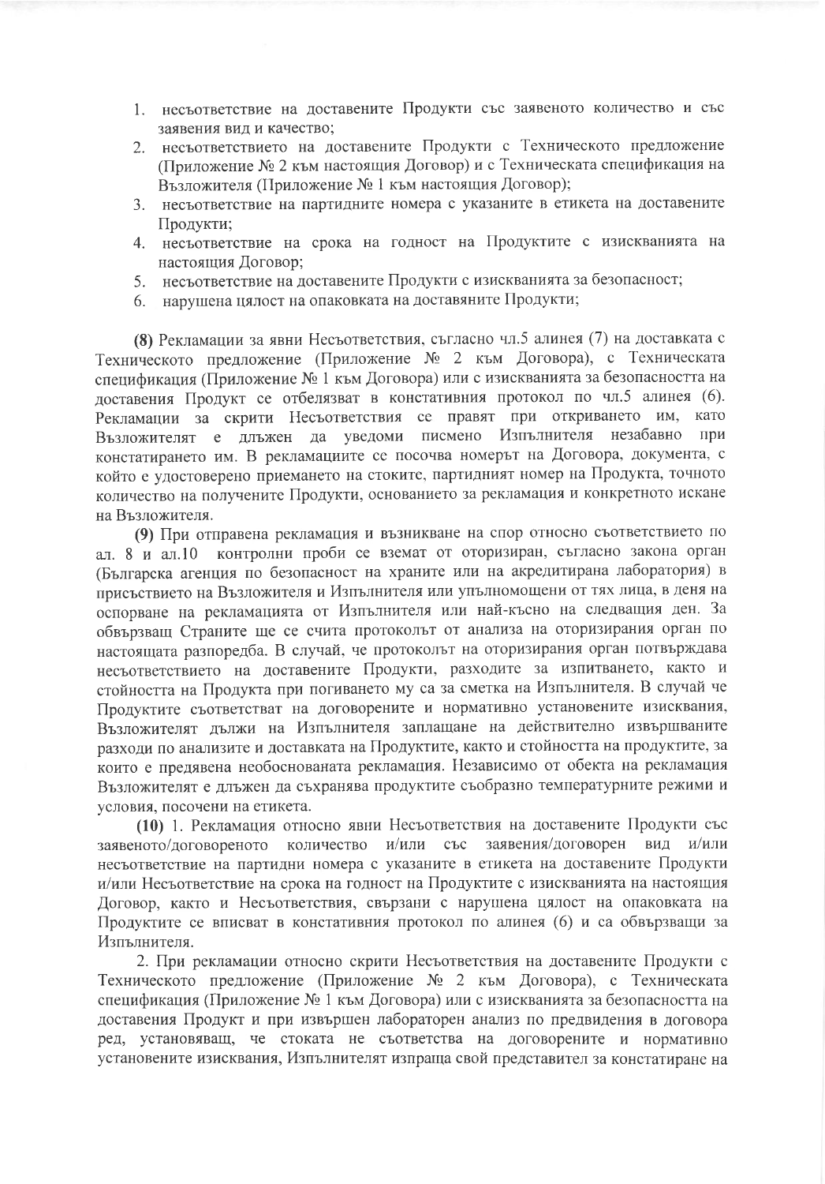1. несъответствие на доставените Продукти със заявеното количество и със заявения вид и качество;
2. несъответствието на доставените Продукти с Техническото предложение (Приложение № 2 към настоящия Договор) и с Техническата спецификация на Възложителя (Приложение № 1 към настоящия Договор);
3. несъответствие на партидните номера с указаните в етикета на доставените Продукти;
4. несъответствие на срока на годност на Продуктите с изискванията на настоящия Договор;
5. несъответствие на доставените Продукти с изискванията за безопасност;
6. нарушена цялост на опаковката на доставяните Продукти;

**(8)** Рекламации за явни Несъответствия, съгласно чл.5 алинея (7) на доставката с Техническото предложение (Приложение № 2 към Договора), с Техническата спецификация (Приложение № 1 към Договора) или с изискванията за безопасността на доставения Продукт се отбелязват в констативния протокол по чл.5 алинея (6). Рекламации за скрити Несъответствия се правят при откриването им, като Възложителят е длъжен да уведоми писмено Изпълнителя незабавно при констатирането им. В рекламациите се посочва номерът на Договора, документа, с който е удостоверено приемането на стоките, партидният номер на Продукта, точното количество на получените Продукти, основанието за рекламация и конкретното искане на Възложителя.

**(9)** При отправена рекламация и възникване на спор относно съответствието по ал. 8 и ал.10 контролни проби се вземат от оторизиран, съгласно закона орган (Българска агенция по безопасност на храните или на акредитирана лаборатория) в присъствието на Възложителя и Изпълнителя или упълномощени от тях лица, в деня на оспорване на рекламацията от Изпълнителя или най-късно на следващия ден. За обвързващ Страните ще се счита протоколът от анализа на оторизирания орган по настоящата разпоредба. В случай, че протоколът на оторизирания орган потвърждава несъответствието на доставените Продукти, разходите за изпитването, както и стойността на Продукта при погиването му са за сметка на Изпълнителя. В случай че Продуктите съответстват на договорените и нормативно установените изисквания, Възложителят дължи на Изпълнителя заплащане на действително извършваните разходи по анализите и доставката на Продуктите, както и стойността на продуктите, за които е предявена необоснованата рекламация. Независимо от обекта на рекламация Възложителят е длъжен да съхранява продуктите съобразно температурните режими и условия, посочени на етикета.

**(10)** 1. Рекламация относно явни Несъответствия на доставените Продукти със заявеното/договореното количество и/или със заявения/договорен вид и/или несъответствие на партидни номера с указаните в етикета на доставените Продукти и/или Несъответствие на срока на годност на Продуктите с изискванията на настоящия Договор, както и Несъответствия, свързани с нарушена цялост на опаковката на Продуктите се вписват в констативния протокол по алинея (6) и са обвързващи за Изпълнителя.

2. При рекламации относно скрити Несъответствия на доставените Продукти с Техническото предложение (Приложение № 2 към Договора), с Техническата спецификация (Приложение № 1 към Договора) или с изискванията за безопасността на доставения Продукт и при извършен лабораторен анализ по предвидения в договора ред, установяващ, че стоката не съответства на договорените и нормативно установените изисквания, Изпълнителят изпраща свой представител за констатиране на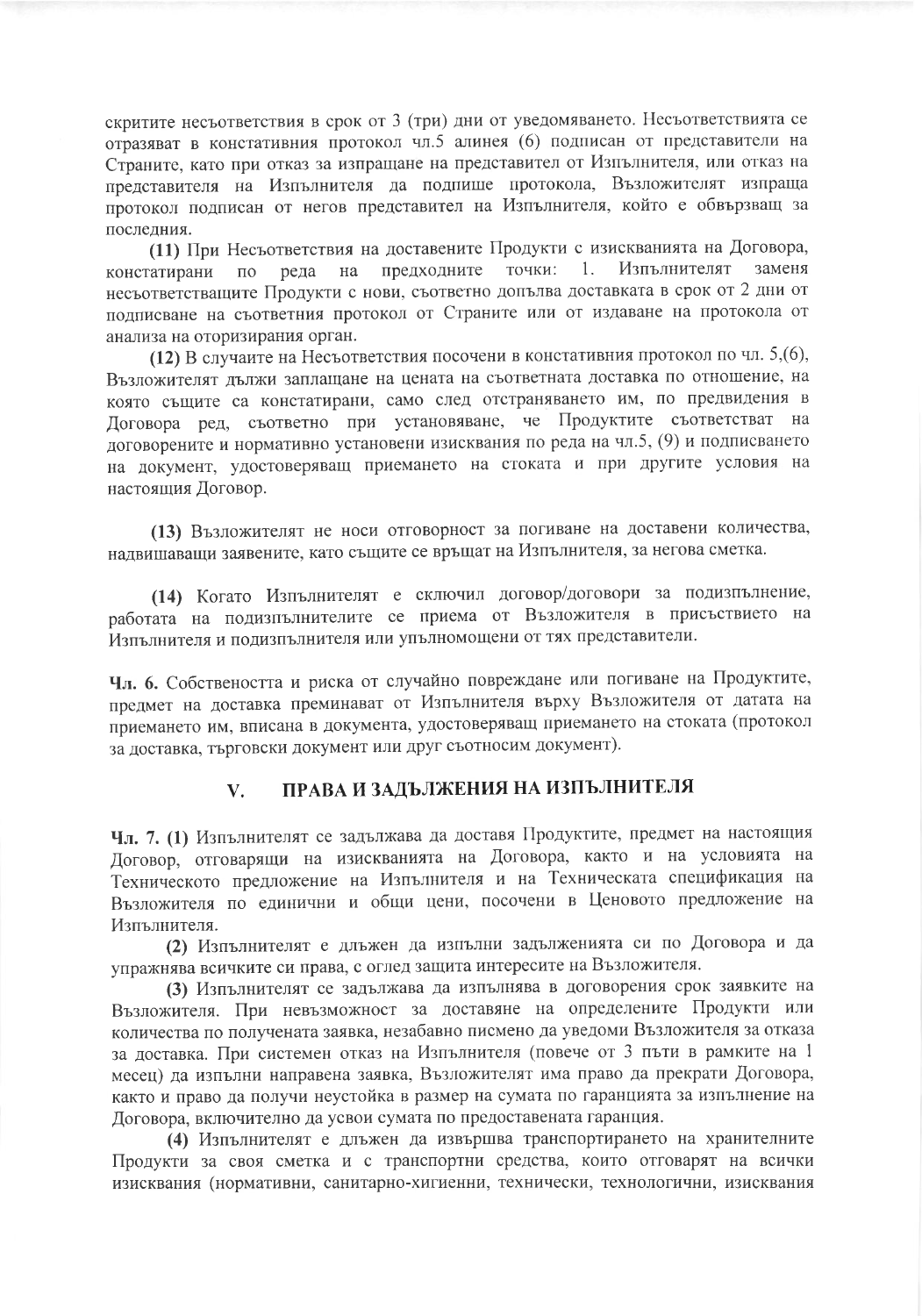скритите несъответствия в срок от 3 (три) дни от уведомяването. Несъответствията се отразяват в констативния протокол чл.5 алинея (6) подписан от представители на Страните, като при отказ за изпращане на представител от Изпълнителя, или отказ на представителя на Изпълнителя да подпише протокола, Възложителят изпраща протокол подписан от негов представител на Изпълнителя, който е обвързващ за последния.

**(11)** При Несъответствия на доставените Продукти с изискванията на Договора, констатирани по реда на предходните точки: 1. Изпълнителят заменя несъответстващите Продукти с нови, съответно допълва доставката в срок от 2 дни от подписване на съответния протокол от Страните или от издаване на протокола от анализа на оторизирания орган.

**(12)** В случаите на Несъответствия посочени в констативния протокол по чл. 5,(6), Възложителят дължи заплащане на цената на съответната доставка по отношение, на която същите са констатирани, само след отстраняването им, по предвидения в Договора ред, съответно при установяване, че Продуктите съответстват на договорените и нормативно установени изисквания по реда на чл.5, (9) и подписването на документ, удостоверяващ приемането на стоката и при другите условия на настоящия Договор.

**(13)** Възложителят не носи отговорност за погиване на доставени количества, надвишаващи заявените, като същите се връщат на Изпълнителя, за негова сметка.

**(14)** Когато Изпълнителят е сключил договор/договори за подизпълнение, работата на подизпълнителите се приема от Възложителя в присъствието на Изпълнителя и подизпълнителя или упълномощени от тях представители.

**Чл. 6.** Собствеността и риска от случайно повреждане или погиване на Продуктите, предмет на доставка преминават от Изпълнителя върху Възложителя от датата на приемането им, вписана в документа, удостоверяващ приемането на стоката (протокол за доставка, търговски документ или друг съотносим документ).

## V. ПРАВА И ЗАДЪЛЖЕНИЯ НА ИЗПЪЛНИТЕЛЯ

**Чл. 7. (1)** Изпълнителят се задължава да доставя Продуктите, предмет на настоящия Договор, отговарящи на изискванията на Договора, както и на условията на Техническото предложение на Изпълнителя и на Техническата спецификация на Възложителя по единични и общи цени, посочени в Ценовото предложение на Изпълнителя.

**(2)** Изпълнителят е длъжен да изпълни задълженията си по Договора и да упражнява всичките си права, с оглед защита интересите на Възложителя.

**(3)** Изпълнителят се задължава да изпълнява в договорения срок заявките на Възложителя. При невъзможност за доставяне на определените Продукти или количества по получената заявка, незабавно писмено да уведоми Възложителя за отказа за доставка. При системен отказ на Изпълнителя (повече от 3 пъти в рамките на 1 месец) да изпълни направена заявка, Възложителят има право да прекрати Договора, както и право да получи неустойка в размер на сумата по гаранцията за изпълнение на Договора, включително да усвои сумата по предоставената гаранция.

**(4)** Изпълнителят е длъжен да извършва транспортирането на хранителните Продукти за своя сметка и с транспортни средства, които отговарят на всички изисквания (нормативни, санитарно-хигиенни, технически, технологични, изисквания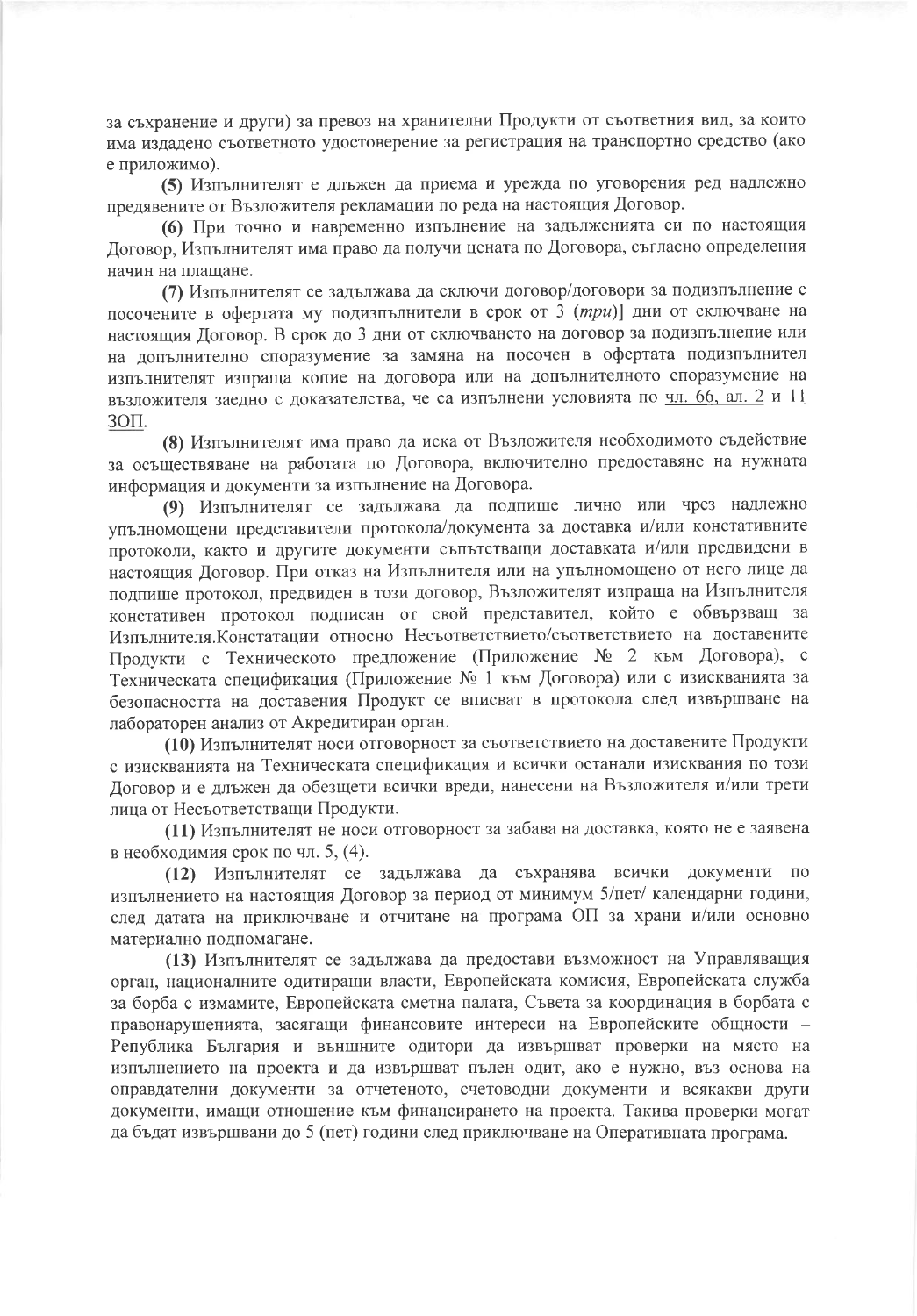за съхранение и други) за превоз на хранителни Продукти от съответния вид, за които има издадено съответното удостоверение за регистрация на транспортно средство (ако е приложимо).

**(5)** Изпълнителят е длъжен да приема и урежда по уговорения ред надлежно предявените от Възложителя рекламации по реда на настоящия Договор.

**(6)** При точно и навременно изпълнение на задълженията си по настоящия Договор, Изпълнителят има право да получи цената по Договора, съгласно определения начин на плащане.

**(7)** Изпълнителят се задължава да сключи договор/договори за подизпълнение с посочените в офертата му подизпълнители в срок от 3 (*три*)] дни от сключване на настоящия Договор. В срок до 3 дни от сключването на договор за подизпълнение или на допълнително споразумение за замяна на посочен в офертата подизпълнител изпълнителят изпраща копие на договора или на допълнителното споразумение на възложителя заедно с доказателства, че са изпълнени условията по чл. 66, ал. 2 и 11 ЗОП.

**(8)** Изпълнителят има право да иска от Възложителя необходимото съдействие за осъществяване на работата по Договора, включително предоставяне на нужната информация и документи за изпълнение на Договора.

**(9)** Изпълнителят се задължава да подпише лично или чрез надлежно упълномощени представители протокола/документа за доставка и/или констативните протоколи, както и другите документи съпътстващи доставката и/или предвидени в настоящия Договор. При отказ на Изпълнителя или на упълномощено от него лице да подпише протокол, предвиден в този договор, Възложителят изпраща на Изпълнителя констативен протокол подписан от свой представител, който е обвързващ за Изпълнителя.Констатации относно Несъответствието/съответствието на доставените Продукти с Техническото предложение (Приложение № 2 към Договора), с Техническата спецификация (Приложение № 1 към Договора) или с изискванията за безопасността на доставения Продукт се вписват в протокола след извършване на лабораторен анализ от Акредитиран орган.

**(10)** Изпълнителят носи отговорност за съответствието на доставените Продукти с изискванията на Техническата спецификация и всички останали изисквания по този Договор и е длъжен да обезщети всички вреди, нанесени на Възложителя и/или трети лица от Несъответстващи Продукти.

**(11)** Изпълнителят не носи отговорност за забава на доставка, която не е заявена в необходимия срок по чл. 5, (4).

**(12)** Изпълнителят се задължава да съхранява всички документи по изпълнението на настоящия Договор за период от минимум 5/пет/ календарни години, след датата на приключване и отчитане на програма ОП за храни и/или основно материално подпомагане.

**(13)** Изпълнителят се задължава да предостави възможност на Управляващия орган, националните одитиращи власти, Европейската комисия, Европейската служба за борба с измамите, Европейската сметна палата, Съвета за координация в борбата с правонарушенията, засягащи финансовите интереси на Европейските общности – Република България и външните одитори да извършват проверки на място на изпълнението на проекта и да извършват пълен одит, ако е нужно, въз основа на оправдателни документи за отчетеното, счетоводни документи и всякакви други документи, имащи отношение към финансирането на проекта. Такива проверки могат да бъдат извършвани до 5 (пет) години след приключване на Оперативната програма.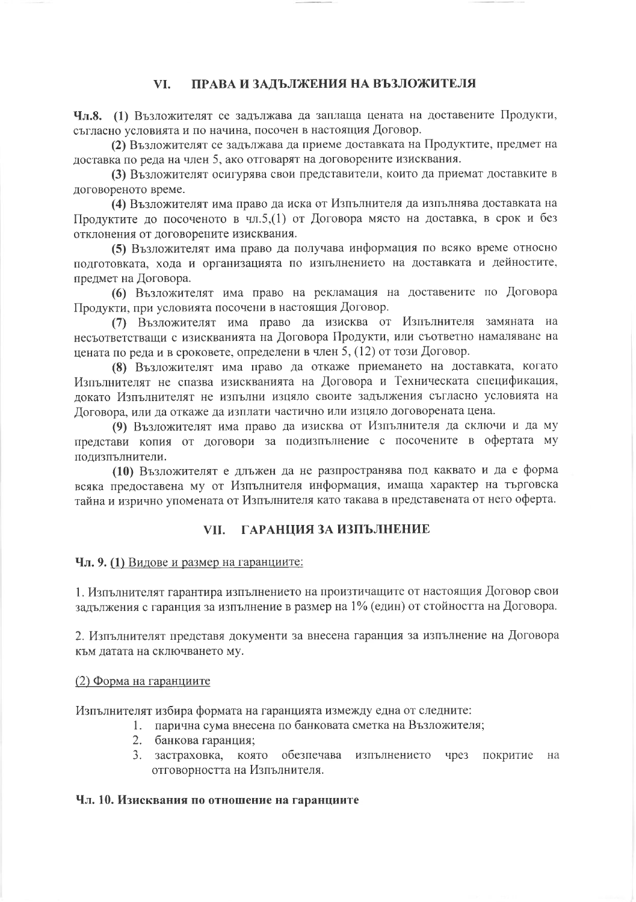## VI. ПРАВА И ЗАДЪЛЖЕНИЯ НА ВЪЗЛОЖИТЕЛЯ

**Чл.8.** **(1)** Възложителят се задължава да заплаща цената на доставените Продукти, съгласно условията и по начина, посочен в настоящия Договор.

**(2)** Възложителят се задължава да приеме доставката на Продуктите, предмет на доставка по реда на член 5, ако отговарят на договорените изисквания.

**(3)** Възложителят осигурява свои представители, които да приемат доставките в договореното време.

**(4)** Възложителят има право да иска от Изпълнителя да изпълнява доставката на Продуктите до посоченото в чл.5,(1) от Договора място на доставка, в срок и без отклонения от договорените изисквания.

**(5)** Възложителят има право да получава информация по всяко време относно подготовката, хода и организацията по изпълнението на доставката и дейностите, предмет на Договора.

**(6)** Възложителят има право на рекламация на доставените по Договора Продукти, при условията посочени в настоящия Договор.

**(7)** Възложителят има право да изисква от Изпълнителя замяната на несъответстващи с изискванията на Договора Продукти, или съответно намаляване на цената по реда и в сроковете, определени в член 5, (12) от този Договор.

**(8)** Възложителят има право да откаже приемането на доставката, когато Изпълнителят не спазва изискванията на Договора и Техническата спецификация, докато Изпълнителят не изпълни изцяло своите задължения съгласно условията на Договора, или да откаже да изплати частично или изцяло договорената цена.

**(9)** Възложителят има право да изисква от Изпълнителя да сключи и да му представи копия от договори за подизпълнение с посочените в офертата му подизпълнители.

**(10)** Възложителят е длъжен да не разпространява под каквато и да е форма всяка предоставена му от Изпълнителя информация, имаща характер на търговска тайна и изрично упомената от Изпълнителя като такава в представената от него оферта.

## VII. ГАРАНЦИЯ ЗА ИЗПЪЛНЕНИЕ

**Чл. 9.** **(1)** Видове и размер на гаранциите:

1. Изпълнителят гарантира изпълнението на произтичащите от настоящия Договор свои задължения с гаранция за изпълнение в размер на 1% (един) от стойността на Договора.

2. Изпълнителят представя документи за внесена гаранция за изпълнение на Договора към датата на сключването му.

(2) Форма на гаранциите

Изпълнителят избира формата на гаранцията измежду една от следните:

1. парична сума внесена по банковата сметка на Възложителя;
2. банкова гаранция;
3. застраховка, която обезпечава изпълнението чрез покритие на отговорността на Изпълнителя.

**Чл. 10. Изисквания по отношение на гаранциите**